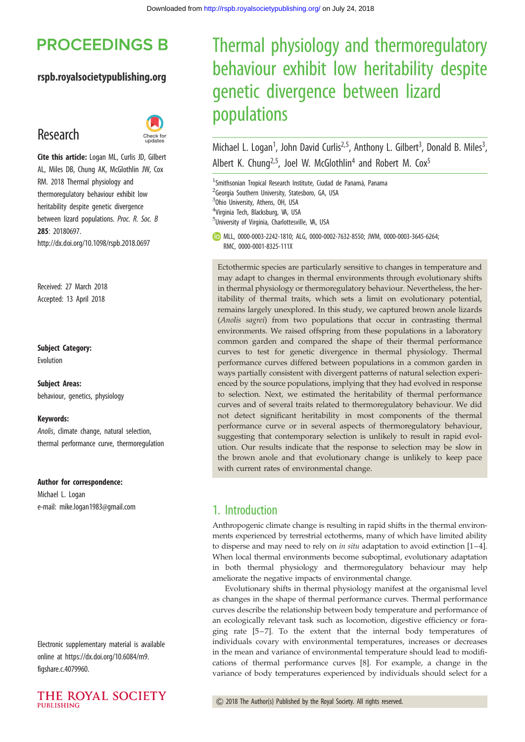# Thermal physiology and thermoregulatory behaviour exhibit low heritability despite genetic divergence between lizard populations

Michael L. Logan[1], John David Curlis[2,5], Anthony L. Gilbert[3], Donald B. Miles[3], Albert K. Chung[2,5], Joel W. McGlothlin[4] and Robert M. Cox[5]

[1]Smithsonian Tropical Research Institute, Ciudad de Panamá, Panama
[2]Georgia Southern University, Statesboro, GA, USA
[3]Ohio University, Athens, OH, USA
[4]Virginia Tech, Blacksburg, VA, USA
[5]University of Virginia, Charlottesville, VA, USA

MLL, 0000-0003-2242-1810; ALG, 0000-0002-7632-8550; JWM, 0000-0003-3645-6264; RMC, 0000-0001-8325-111X

**PROCEEDINGS B**

**rspb.royalsocietypublishing.org**

## Research

**Cite this article:** Logan ML, Curlis JD, Gilbert AL, Miles DB, Chung AK, McGlothlin JW, Cox RM. 2018 Thermal physiology and thermoregulatory behaviour exhibit low heritability despite genetic divergence between lizard populations. *Proc. R. Soc. B* **285**: 20180697. http://dx.doi.org/10.1098/rspb.2018.0697

Received: 27 March 2018
Accepted: 13 April 2018

**Subject Category:**
Evolution

**Subject Areas:**
behaviour, genetics, physiology

**Keywords:**
*Anolis*, climate change, natural selection, thermal performance curve, thermoregulation

**Author for correspondence:**
Michael L. Logan
e-mail: mike.logan1983@gmail.com

Electronic supplementary material is available online at https://dx.doi.org/10.6084/m9.figshare.c.4079960.

Ectothermic species are particularly sensitive to changes in temperature and may adapt to changes in thermal environments through evolutionary shifts in thermal physiology or thermoregulatory behaviour. Nevertheless, the heritability of thermal traits, which sets a limit on evolutionary potential, remains largely unexplored. In this study, we captured brown anole lizards (*Anolis sagrei*) from two populations that occur in contrasting thermal environments. We raised offspring from these populations in a laboratory common garden and compared the shape of their thermal performance curves to test for genetic divergence in thermal physiology. Thermal performance curves differed between populations in a common garden in ways partially consistent with divergent patterns of natural selection experienced by the source populations, implying that they had evolved in response to selection. Next, we estimated the heritability of thermal performance curves and of several traits related to thermoregulatory behaviour. We did not detect significant heritability in most components of the thermal performance curve or in several aspects of thermoregulatory behaviour, suggesting that contemporary selection is unlikely to result in rapid evolution. Our results indicate that the response to selection may be slow in the brown anole and that evolutionary change is unlikely to keep pace with current rates of environmental change.

## 1. Introduction

Anthropogenic climate change is resulting in rapid shifts in the thermal environments experienced by terrestrial ectotherms, many of which have limited ability to disperse and may need to rely on *in situ* adaptation to avoid extinction [1–4]. When local thermal environments become suboptimal, evolutionary adaptation in both thermal physiology and thermoregulatory behaviour may help ameliorate the negative impacts of environmental change.

Evolutionary shifts in thermal physiology manifest at the organismal level as changes in the shape of thermal performance curves. Thermal performance curves describe the relationship between body temperature and performance of an ecologically relevant task such as locomotion, digestive efficiency or foraging rate [5–7]. To the extent that the internal body temperatures of individuals covary with environmental temperatures, increases or decreases in the mean and variance of environmental temperature should lead to modifications of thermal performance curves [8]. For example, a change in the variance of body temperatures experienced by individuals should select for a

© 2018 The Author(s) Published by the Royal Society. All rights reserved.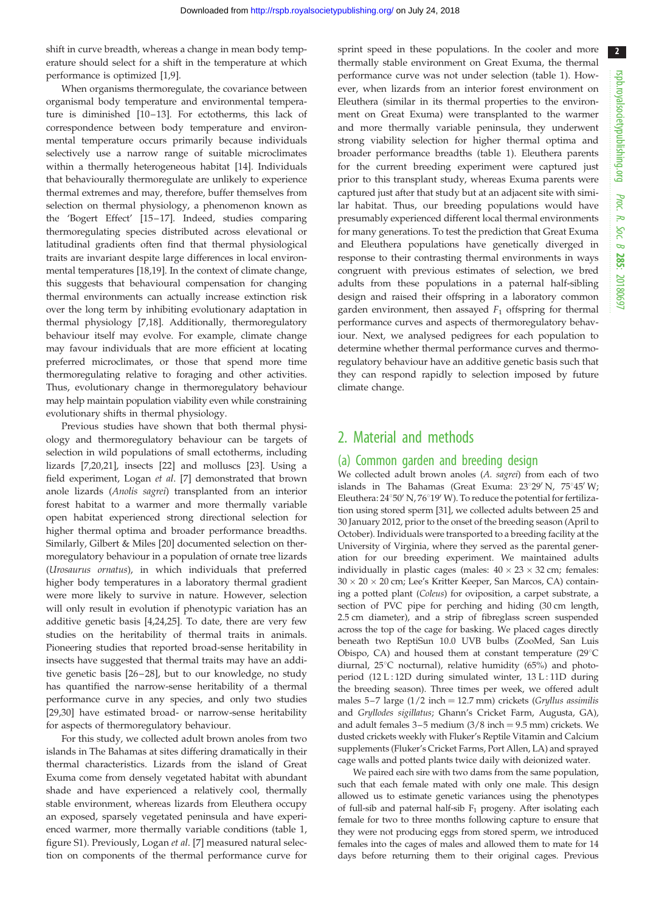shift in curve breadth, whereas a change in mean body temperature should select for a shift in the temperature at which performance is optimized [1,9].

When organisms thermoregulate, the covariance between organismal body temperature and environmental temperature is diminished [10–13]. For ectotherms, this lack of correspondence between body temperature and environmental temperature occurs primarily because individuals selectively use a narrow range of suitable microclimates within a thermally heterogeneous habitat [14]. Individuals that behaviourally thermoregulate are unlikely to experience thermal extremes and may, therefore, buffer themselves from selection on thermal physiology, a phenomenon known as the 'Bogert Effect' [15–17]. Indeed, studies comparing thermoregulating species distributed across elevational or latitudinal gradients often find that thermal physiological traits are invariant despite large differences in local environmental temperatures [18,19]. In the context of climate change, this suggests that behavioural compensation for changing thermal environments can actually increase extinction risk over the long term by inhibiting evolutionary adaptation in thermal physiology [7,18]. Additionally, thermoregulatory behaviour itself may evolve. For example, climate change may favour individuals that are more efficient at locating preferred microclimates, or those that spend more time thermoregulating relative to foraging and other activities. Thus, evolutionary change in thermoregulatory behaviour may help maintain population viability even while constraining evolutionary shifts in thermal physiology.

Previous studies have shown that both thermal physiology and thermoregulatory behaviour can be targets of selection in wild populations of small ectotherms, including lizards [7,20,21], insects [22] and molluscs [23]. Using a field experiment, Logan *et al*. [7] demonstrated that brown anole lizards (*Anolis sagrei*) transplanted from an interior forest habitat to a warmer and more thermally variable open habitat experienced strong directional selection for higher thermal optima and broader performance breadths. Similarly, Gilbert & Miles [20] documented selection on thermoregulatory behaviour in a population of ornate tree lizards (*Urosaurus ornatus*), in which individuals that preferred higher body temperatures in a laboratory thermal gradient were more likely to survive in nature. However, selection will only result in evolution if phenotypic variation has an additive genetic basis [4,24,25]. To date, there are very few studies on the heritability of thermal traits in animals. Pioneering studies that reported broad-sense heritability in insects have suggested that thermal traits may have an additive genetic basis [26–28], but to our knowledge, no study has quantified the narrow-sense heritability of a thermal performance curve in any species, and only two studies [29,30] have estimated broad- or narrow-sense heritability for aspects of thermoregulatory behaviour.

For this study, we collected adult brown anoles from two islands in The Bahamas at sites differing dramatically in their thermal characteristics. Lizards from the island of Great Exuma come from densely vegetated habitat with abundant shade and have experienced a relatively cool, thermally stable environment, whereas lizards from Eleuthera occupy an exposed, sparsely vegetated peninsula and have experienced warmer, more thermally variable conditions (table 1, figure S1). Previously, Logan *et al*. [7] measured natural selection on components of the thermal performance curve for sprint speed in these populations. In the cooler and more thermally stable environment on Great Exuma, the thermal performance curve was not under selection (table 1). However, when lizards from an interior forest environment on Eleuthera (similar in its thermal properties to the environment on Great Exuma) were transplanted to the warmer and more thermally variable peninsula, they underwent strong viability selection for higher thermal optima and broader performance breadths (table 1). Eleuthera parents for the current breeding experiment were captured just prior to this transplant study, whereas Exuma parents were captured just after that study but at an adjacent site with similar habitat. Thus, our breeding populations would have presumably experienced different local thermal environments for many generations. To test the prediction that Great Exuma and Eleuthera populations have genetically diverged in response to their contrasting thermal environments in ways congruent with previous estimates of selection, we bred adults from these populations in a paternal half-sibling design and raised their offspring in a laboratory common garden environment, then assayed $F_1$ offspring for thermal performance curves and aspects of thermoregulatory behaviour. Next, we analysed pedigrees for each population to determine whether thermal performance curves and thermoregulatory behaviour have an additive genetic basis such that they can respond rapidly to selection imposed by future climate change.

## 2. Material and methods

### (a) Common garden and breeding design

We collected adult brown anoles (*A. sagrei*) from each of two islands in The Bahamas (Great Exuma: 23°29′ N, 75°45′ W; Eleuthera: 24°50′ N, 76°19′ W). To reduce the potential for fertilization using stored sperm [31], we collected adults between 25 and 30 January 2012, prior to the onset of the breeding season (April to October). Individuals were transported to a breeding facility at the University of Virginia, where they served as the parental generation for our breeding experiment. We maintained adults individually in plastic cages (males: 40 × 23 × 32 cm; females: 30 × 20 × 20 cm; Lee's Kritter Keeper, San Marcos, CA) containing a potted plant (*Coleus*) for oviposition, a carpet substrate, a section of PVC pipe for perching and hiding (30 cm length, 2.5 cm diameter), and a strip of fibreglass screen suspended across the top of the cage for basking. We placed cages directly beneath two ReptiSun 10.0 UVB bulbs (ZooMed, San Luis Obispo, CA) and housed them at constant temperature (29°C diurnal, 25°C nocturnal), relative humidity (65%) and photoperiod (12 L : 12D during simulated winter, 13 L : 11D during the breeding season). Three times per week, we offered adult males 5–7 large (1/2 inch = 12.7 mm) crickets (*Gryllus assimilis* and *Gryllodes sigillatus*; Ghann's Cricket Farm, Augusta, GA), and adult females 3–5 medium (3/8 inch = 9.5 mm) crickets. We dusted crickets weekly with Fluker's Reptile Vitamin and Calcium supplements (Fluker's Cricket Farms, Port Allen, LA) and sprayed cage walls and potted plants twice daily with deionized water.

We paired each sire with two dams from the same population, such that each female mated with only one male. This design allowed us to estimate genetic variances using the phenotypes of full-sib and paternal half-sib $F_1$ progeny. After isolating each female for two to three months following capture to ensure that they were not producing eggs from stored sperm, we introduced females into the cages of males and allowed them to mate for 14 days before returning them to their original cages. Previous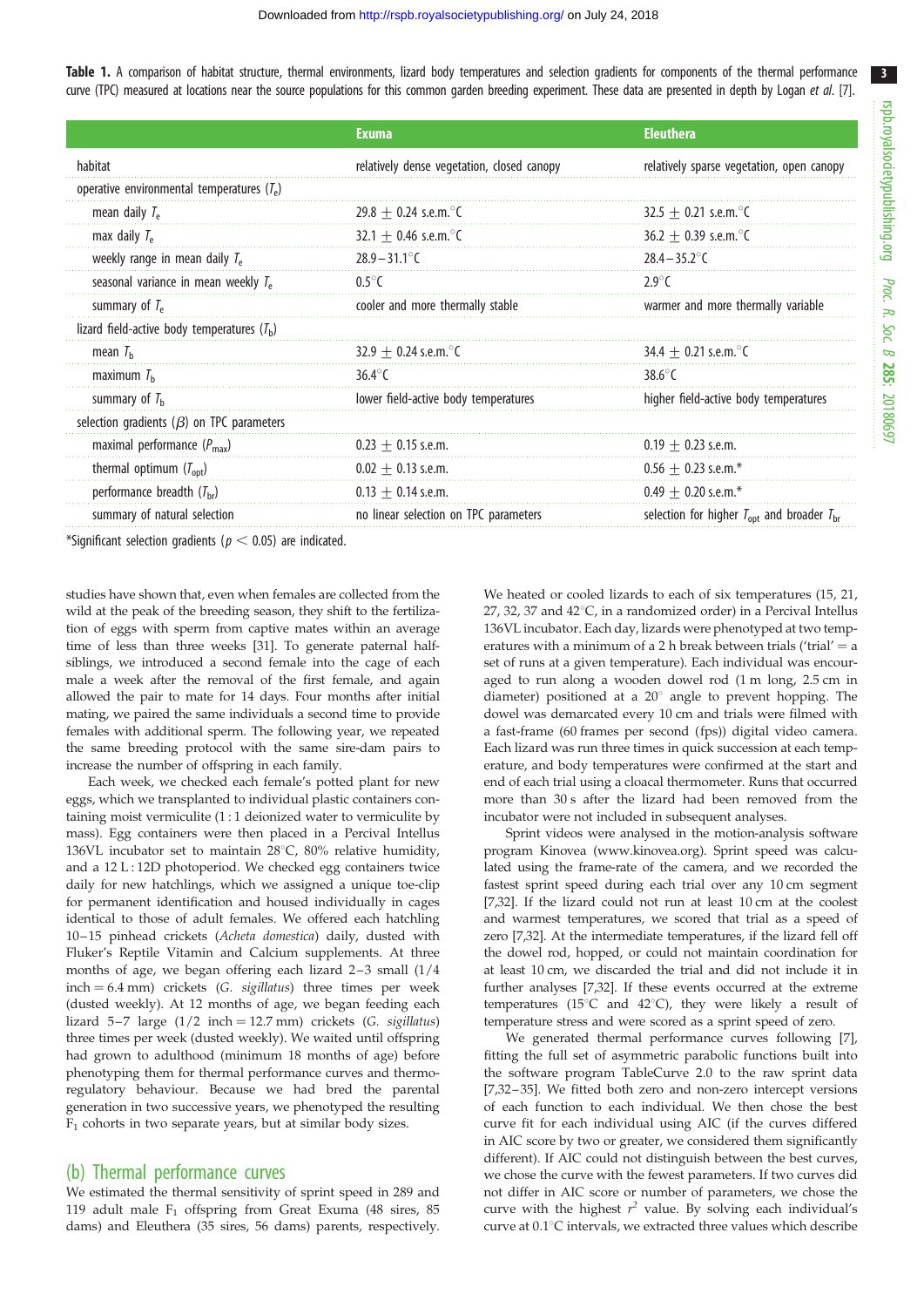**Table 1.** A comparison of habitat structure, thermal environments, lizard body temperatures and selection gradients for components of the thermal performance curve (TPC) measured at locations near the source populations for this common garden breeding experiment. These data are presented in depth by Logan *et al.* [7].

| | Exuma | Eleuthera |
|---|---|---|
| habitat | relatively dense vegetation, closed canopy | relatively sparse vegetation, open canopy |
| operative environmental temperatures ($T_e$) | | |
| mean daily $T_e$ | 29.8 ± 0.24 s.e.m.°C | 32.5 ± 0.21 s.e.m.°C |
| max daily $T_e$ | 32.1 ± 0.46 s.e.m.°C | 36.2 ± 0.39 s.e.m.°C |
| weekly range in mean daily $T_e$ | 28.9–31.1°C | 28.4–35.2°C |
| seasonal variance in mean weekly $T_e$ | 0.5°C | 2.9°C |
| summary of $T_e$ | cooler and more thermally stable | warmer and more thermally variable |
| lizard field-active body temperatures ($T_b$) | | |
| mean $T_b$ | 32.9 ± 0.24 s.e.m.°C | 34.4 ± 0.21 s.e.m.°C |
| maximum $T_b$ | 36.4°C | 38.6°C |
| summary of $T_b$ | lower field-active body temperatures | higher field-active body temperatures |
| selection gradients ($\beta$) on TPC parameters | | |
| maximal performance ($P_{max}$) | 0.23 ± 0.15 s.e.m. | 0.19 ± 0.23 s.e.m. |
| thermal optimum ($T_{opt}$) | 0.02 ± 0.13 s.e.m. | 0.56 ± 0.23 s.e.m.* |
| performance breadth ($T_{br}$) | 0.13 ± 0.14 s.e.m. | 0.49 ± 0.20 s.e.m.* |
| summary of natural selection | no linear selection on TPC parameters | selection for higher $T_{opt}$ and broader $T_{br}$ |

*Significant selection gradients ($p < 0.05$) are indicated.

studies have shown that, even when females are collected from the wild at the peak of the breeding season, they shift to the fertilization of eggs with sperm from captive mates within an average time of less than three weeks [31]. To generate paternal half-siblings, we introduced a second female into the cage of each male a week after the removal of the first female, and again allowed the pair to mate for 14 days. Four months after initial mating, we paired the same individuals a second time to provide females with additional sperm. The following year, we repeated the same breeding protocol with the same sire-dam pairs to increase the number of offspring in each family.

Each week, we checked each female's potted plant for new eggs, which we transplanted to individual plastic containers containing moist vermiculite (1 : 1 deionized water to vermiculite by mass). Egg containers were then placed in a Percival Intellus 136VL incubator set to maintain 28°C, 80% relative humidity, and a 12 L : 12D photoperiod. We checked egg containers twice daily for new hatchlings, which we assigned a unique toe-clip for permanent identification and housed individually in cages identical to those of adult females. We offered each hatchling 10–15 pinhead crickets (*Acheta domestica*) daily, dusted with Fluker's Reptile Vitamin and Calcium supplements. At three months of age, we began offering each lizard 2–3 small (1/4 inch = 6.4 mm) crickets (*G. sigillatus*) three times per week (dusted weekly). At 12 months of age, we began feeding each lizard 5–7 large (1/2 inch = 12.7 mm) crickets (*G. sigillatus*) three times per week (dusted weekly). We waited until offspring had grown to adulthood (minimum 18 months of age) before phenotyping them for thermal performance curves and thermoregulatory behaviour. Because we had bred the parental generation in two successive years, we phenotyped the resulting $F_1$ cohorts in two separate years, but at similar body sizes.

## (b) Thermal performance curves

We estimated the thermal sensitivity of sprint speed in 289 and 119 adult male $F_1$ offspring from Great Exuma (48 sires, 85 dams) and Eleuthera (35 sires, 56 dams) parents, respectively. We heated or cooled lizards to each of six temperatures (15, 21, 27, 32, 37 and 42°C, in a randomized order) in a Percival Intellus 136VL incubator. Each day, lizards were phenotyped at two temperatures with a minimum of a 2 h break between trials ('trial' = a set of runs at a given temperature). Each individual was encouraged to run along a wooden dowel rod (1 m long, 2.5 cm in diameter) positioned at a 20° angle to prevent hopping. The dowel was demarcated every 10 cm and trials were filmed with a fast-frame (60 frames per second (fps)) digital video camera. Each lizard was run three times in quick succession at each temperature, and body temperatures were confirmed at the start and end of each trial using a cloacal thermometer. Runs that occurred more than 30 s after the lizard had been removed from the incubator were not included in subsequent analyses.

Sprint videos were analysed in the motion-analysis software program Kinovea (www.kinovea.org). Sprint speed was calculated using the frame-rate of the camera, and we recorded the fastest sprint speed during each trial over any 10 cm segment [7,32]. If the lizard could not run at least 10 cm at the coolest and warmest temperatures, we scored that trial as a speed of zero [7,32]. At the intermediate temperatures, if the lizard fell off the dowel rod, hopped, or could not maintain coordination for at least 10 cm, we discarded the trial and did not include it in further analyses [7,32]. If these events occurred at the extreme temperatures (15°C and 42°C), they were likely a result of temperature stress and were scored as a sprint speed of zero.

We generated thermal performance curves following [7], fitting the full set of asymmetric parabolic functions built into the software program TableCurve 2.0 to the raw sprint data [7,32–35]. We fitted both zero and non-zero intercept versions of each function to each individual. We then chose the best curve fit for each individual using AIC (if the curves differed in AIC score by two or greater, we considered them significantly different). If AIC could not distinguish between the best curves, we chose the curve with the fewest parameters. If two curves did not differ in AIC score or number of parameters, we chose the curve with the highest $r^2$ value. By solving each individual's curve at 0.1°C intervals, we extracted three values which describe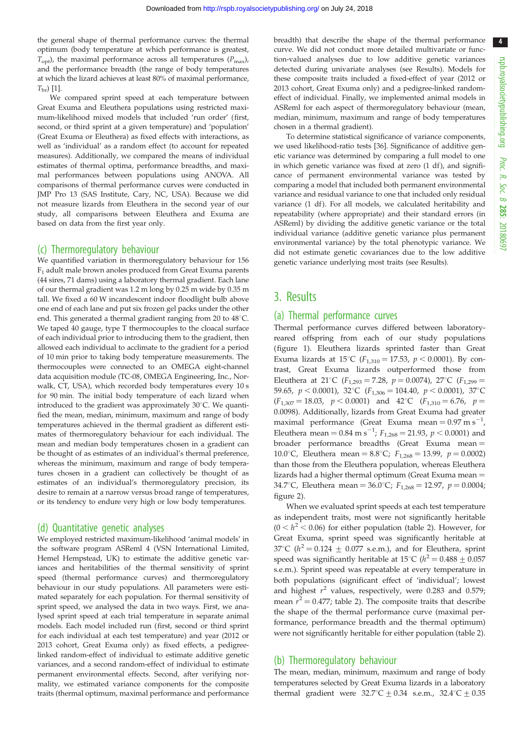the general shape of thermal performance curves: the thermal optimum (body temperature at which performance is greatest, $T_{opt}$), the maximal performance across all temperatures ($P_{max}$), and the performance breadth (the range of body temperatures at which the lizard achieves at least 80% of maximal performance, $T_{br}$) [1].

We compared sprint speed at each temperature between Great Exuma and Eleuthera populations using restricted maximum-likelihood mixed models that included 'run order' (first, second, or third sprint at a given temperature) and 'population' (Great Exuma or Eleuthera) as fixed effects with interactions, as well as 'individual' as a random effect (to account for repeated measures). Additionally, we compared the means of individual estimates of thermal optima, performance breadths, and maximal performances between populations using ANOVA. All comparisons of thermal performance curves were conducted in JMP Pro 13 (SAS Institute, Cary, NC, USA). Because we did not measure lizards from Eleuthera in the second year of our study, all comparisons between Eleuthera and Exuma are based on data from the first year only.

## (c) Thermoregulatory behaviour

We quantified variation in thermoregulatory behaviour for 156 $F_1$ adult male brown anoles produced from Great Exuma parents (44 sires, 71 dams) using a laboratory thermal gradient. Each lane of our thermal gradient was 1.2 m long by 0.25 m wide by 0.35 m tall. We fixed a 60 W incandescent indoor floodlight bulb above one end of each lane and put six frozen gel packs under the other end. This generated a thermal gradient ranging from 20 to 48°C. We taped 40 gauge, type T thermocouples to the cloacal surface of each individual prior to introducing them to the gradient, then allowed each individual to acclimate to the gradient for a period of 10 min prior to taking body temperature measurements. The thermocouples were connected to an OMEGA eight-channel data acquisition module (TC-08, OMEGA Engineering, Inc., Norwalk, CT, USA), which recorded body temperatures every 10 s for 90 min. The initial body temperature of each lizard when introduced to the gradient was approximately 30°C. We quantified the mean, median, minimum, maximum and range of body temperatures achieved in the thermal gradient as different estimates of thermoregulatory behaviour for each individual. The mean and median body temperatures chosen in a gradient can be thought of as estimates of an individual's thermal preference, whereas the minimum, maximum and range of body temperatures chosen in a gradient can collectively be thought of as estimates of an individual's thermoregulatory precision, its desire to remain at a narrow versus broad range of temperatures, or its tendency to endure very high or low body temperatures.

## (d) Quantitative genetic analyses

We employed restricted maximum-likelihood 'animal models' in the software program ASReml 4 (VSN International Limited, Hemel Hempstead, UK) to estimate the additive genetic variances and heritabilities of the thermal sensitivity of sprint speed (thermal performance curves) and thermoregulatory behaviour in our study populations. All parameters were estimated separately for each population. For thermal sensitivity of sprint speed, we analysed the data in two ways. First, we analysed sprint speed at each trial temperature in separate animal models. Each model included run (first, second or third sprint for each individual at each test temperature) and year (2012 or 2013 cohort, Great Exuma only) as fixed effects, a pedigree-linked random-effect of individual to estimate additive genetic variances, and a second random-effect of individual to estimate permanent environmental effects. Second, after verifying normality, we estimated variance components for the composite traits (thermal optimum, maximal performance and performance breadth) that describe the shape of the thermal performance curve. We did not conduct more detailed multivariate or function-valued analyses due to low additive genetic variances detected during univariate analyses (see Results). Models for these composite traits included a fixed-effect of year (2012 or 2013 cohort, Great Exuma only) and a pedigree-linked random-effect of individual. Finally, we implemented animal models in ASReml for each aspect of thermoregulatory behaviour (mean, median, minimum, maximum and range of body temperatures chosen in a thermal gradient).

To determine statistical significance of variance components, we used likelihood-ratio tests [36]. Significance of additive genetic variance was determined by comparing a full model to one in which genetic variance was fixed at zero (1 df), and significance of permanent environmental variance was tested by comparing a model that included both permanent environmental variance and residual variance to one that included only residual variance (1 df). For all models, we calculated heritability and repeatability (where appropriate) and their standard errors (in ASReml) by dividing the additive genetic variance or the total individual variance (additive genetic variance plus permanent environmental variance) by the total phenotypic variance. We did not estimate genetic covariances due to the low additive genetic variance underlying most traits (see Results).

# 3. Results

## (a) Thermal performance curves

Thermal performance curves differed between laboratory-reared offspring from each of our study populations (figure 1). Eleuthera lizards sprinted faster than Great Exuma lizards at 15°C ($F_{1,310} = 17.53$, $p < 0.0001$). By contrast, Great Exuma lizards outperformed those from Eleuthera at 21°C ($F_{1,293} = 7.28$, $p = 0.0074$), 27°C ($F_{1,299} = 59.65$, $p < 0.0001$), 32°C ($F_{1,306} = 104.40$, $p < 0.0001$), 37°C ($F_{1,307} = 18.03$, $p < 0.0001$) and 42°C ($F_{1,310} = 6.76$, $p = 0.0098$). Additionally, lizards from Great Exuma had greater maximal performance (Great Exuma mean = 0.97 m s$^{-1}$, Eleuthera mean = 0.84 m s$^{-1}$; $F_{1,268} = 21.93$, $p < 0.0001$) and broader performance breadths (Great Exuma mean = 10.0°C, Eleuthera mean = 8.8°C; $F_{1,268} = 13.99$, $p = 0.0002$) than those from the Eleuthera population, whereas Eleuthera lizards had a higher thermal optimum (Great Exuma mean = 34.7°C, Eleuthera mean = 36.0°C; $F_{1,268} = 12.97$, $p = 0.0004$; figure 2).

When we evaluated sprint speeds at each test temperature as independent traits, most were not significantly heritable ($0 < h^2 < 0.06$) for either population (table 2). However, for Great Exuma, sprint speed was significantly heritable at 37°C ($h^2 = 0.124 \pm 0.077$ s.e.m.), and for Eleuthera, sprint speed was significantly heritable at 15°C ($h^2 = 0.488 \pm 0.057$ s.e.m.). Sprint speed was repeatable at every temperature in both populations (significant effect of 'individual'; lowest and highest $r^2$ values, respectively, were 0.283 and 0.579; mean $r^2 = 0.477$; table 2). The composite traits that describe the shape of the thermal performance curve (maximal performance, performance breadth and the thermal optimum) were not significantly heritable for either population (table 2).

## (b) Thermoregulatory behaviour

The mean, median, minimum, maximum and range of body temperatures selected by Great Exuma lizards in a laboratory thermal gradient were 32.7°C ± 0.34 s.e.m., 32.4°C ± 0.35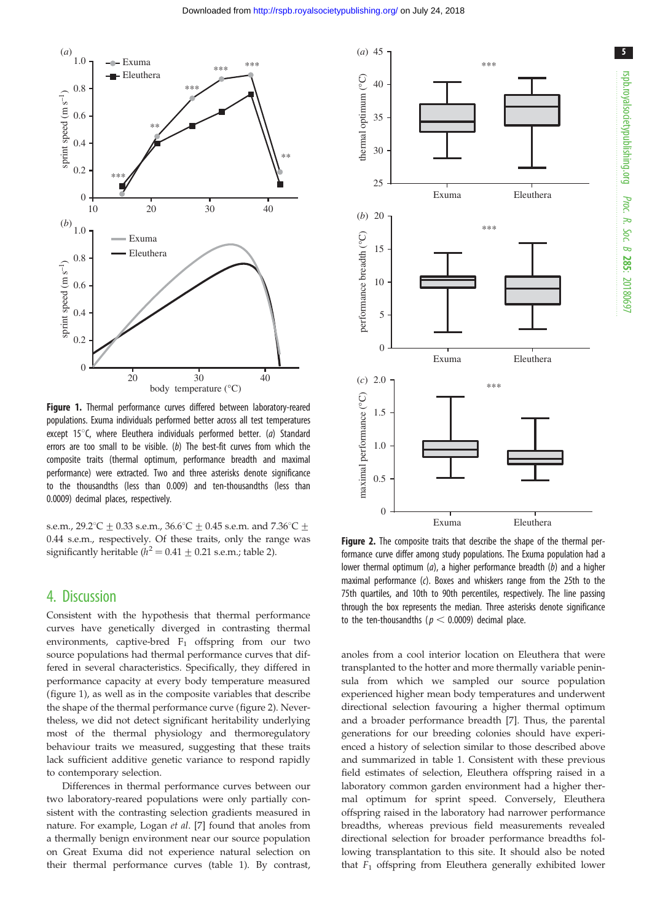**Figure 1.** Thermal performance curves differed between laboratory-reared populations. Exuma individuals performed better across all test temperatures except 15°C, where Eleuthera individuals performed better. (*a*) Standard errors are too small to be visible. (*b*) The best-fit curves from which the composite traits (thermal optimum, performance breadth and maximal performance) were extracted. Two and three asterisks denote significance to the thousandths (less than 0.009) and ten-thousandths (less than 0.0009) decimal places, respectively.

**Figure 2.** The composite traits that describe the shape of the thermal performance curve differ among study populations. The Exuma population had a lower thermal optimum (*a*), a higher performance breadth (*b*) and a higher maximal performance (*c*). Boxes and whiskers range from the 25th to the 75th quartiles, and 10th to 90th percentiles, respectively. The line passing through the box represents the median. Three asterisks denote significance to the ten-thousandths ($p < 0.0009$) decimal place.

s.e.m., 29.2°C ± 0.33 s.e.m., 36.6°C ± 0.45 s.e.m. and 7.36°C ± 0.44 s.e.m., respectively. Of these traits, only the range was significantly heritable ($h^2 = 0.41 \pm 0.21$ s.e.m.; table 2).

## 4. Discussion

Consistent with the hypothesis that thermal performance curves have genetically diverged in contrasting thermal environments, captive-bred $F_1$ offspring from our two source populations had thermal performance curves that differed in several characteristics. Specifically, they differed in performance capacity at every body temperature measured (figure 1), as well as in the composite variables that describe the shape of the thermal performance curve (figure 2). Nevertheless, we did not detect significant heritability underlying most of the thermal physiology and thermoregulatory behaviour traits we measured, suggesting that these traits lack sufficient additive genetic variance to respond rapidly to contemporary selection.

Differences in thermal performance curves between our two laboratory-reared populations were only partially consistent with the contrasting selection gradients measured in nature. For example, Logan *et al*. [7] found that anoles from a thermally benign environment near our source population on Great Exuma did not experience natural selection on their thermal performance curves (table 1). By contrast, anoles from a cool interior location on Eleuthera that were transplanted to the hotter and more thermally variable peninsula from which we sampled our source population experienced higher mean body temperatures and underwent directional selection favouring a higher thermal optimum and a broader performance breadth [7]. Thus, the parental generations for our breeding colonies should have experienced a history of selection similar to those described above and summarized in table 1. Consistent with these previous field estimates of selection, Eleuthera offspring raised in a laboratory common garden environment had a higher thermal optimum for sprint speed. Conversely, Eleuthera offspring raised in the laboratory had narrower performance breadths, whereas previous field measurements revealed directional selection for broader performance breadths following transplantation to this site. It should also be noted that $F_1$ offspring from Eleuthera generally exhibited lower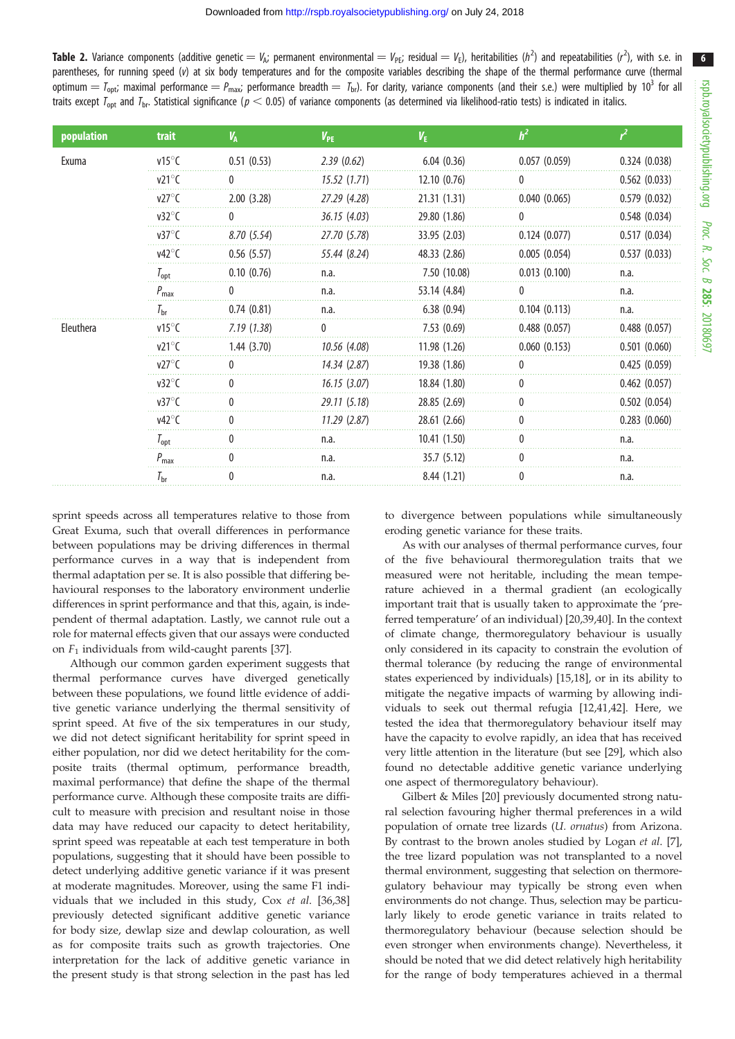**Table 2.** Variance components (additive genetic = $V_A$; permanent environmental = $V_{PE}$; residual = $V_E$), heritabilities ($h^2$) and repeatabilities ($r^2$), with s.e. in parentheses, for running speed (*v*) at six body temperatures and for the composite variables describing the shape of the thermal performance curve (thermal optimum = $T_{opt}$; maximal performance = $P_{max}$; performance breadth = $T_{br}$). For clarity, variance components (and their s.e.) were multiplied by $10^3$ for all traits except $T_{opt}$ and $T_{br}$. Statistical significance ($p < 0.05$) of variance components (as determined via likelihood-ratio tests) is indicated in italics.

| population | trait | $V_A$ | $V_{PE}$ | $V_E$ | $h^2$ | $r^2$ |
|---|---|---|---|---|---|---|
| Exuma | v15°C | 0.51 (0.53) | *2.39 (0.62)* | 6.04 (0.36) | 0.057 (0.059) | 0.324 (0.038) |
| | v21°C | 0 | *15.52 (1.71)* | 12.10 (0.76) | 0 | 0.562 (0.033) |
| | v27°C | 2.00 (3.28) | *27.29 (4.28)* | 21.31 (1.31) | 0.040 (0.065) | 0.579 (0.032) |
| | v32°C | 0 | *36.15 (4.03)* | 29.80 (1.86) | 0 | 0.548 (0.034) |
| | v37°C | *8.70 (5.54)* | *27.70 (5.78)* | 33.95 (2.03) | 0.124 (0.077) | 0.517 (0.034) |
| | v42°C | 0.56 (5.57) | *55.44 (8.24)* | 48.33 (2.86) | 0.005 (0.054) | 0.537 (0.033) |
| | $T_{opt}$ | 0.10 (0.76) | n.a. | 7.50 (10.08) | 0.013 (0.100) | n.a. |
| | $P_{max}$ | 0 | n.a. | 53.14 (4.84) | 0 | n.a. |
| | $T_{br}$ | 0.74 (0.81) | n.a. | 6.38 (0.94) | 0.104 (0.113) | n.a. |
| Eleuthera | v15°C | *7.19 (1.38)* | 0 | 7.53 (0.69) | 0.488 (0.057) | 0.488 (0.057) |
| | v21°C | 1.44 (3.70) | *10.56 (4.08)* | 11.98 (1.26) | 0.060 (0.153) | 0.501 (0.060) |
| | v27°C | 0 | *14.34 (2.87)* | 19.38 (1.86) | 0 | 0.425 (0.059) |
| | v32°C | 0 | *16.15 (3.07)* | 18.84 (1.80) | 0 | 0.462 (0.057) |
| | v37°C | 0 | *29.11 (5.18)* | 28.85 (2.69) | 0 | 0.502 (0.054) |
| | v42°C | 0 | *11.29 (2.87)* | 28.61 (2.66) | 0 | 0.283 (0.060) |
| | $T_{opt}$ | 0 | n.a. | 10.41 (1.50) | 0 | n.a. |
| | $P_{max}$ | 0 | n.a. | 35.7 (5.12) | 0 | n.a. |
| | $T_{br}$ | 0 | n.a. | 8.44 (1.21) | 0 | n.a. |

sprint speeds across all temperatures relative to those from Great Exuma, such that overall differences in performance between populations may be driving differences in thermal performance curves in a way that is independent from thermal adaptation per se. It is also possible that differing behavioural responses to the laboratory environment underlie differences in sprint performance and that this, again, is independent of thermal adaptation. Lastly, we cannot rule out a role for maternal effects given that our assays were conducted on $F_1$ individuals from wild-caught parents [37].

Although our common garden experiment suggests that thermal performance curves have diverged genetically between these populations, we found little evidence of additive genetic variance underlying the thermal sensitivity of sprint speed. At five of the six temperatures in our study, we did not detect significant heritability for sprint speed in either population, nor did we detect heritability for the composite traits (thermal optimum, performance breadth, maximal performance) that define the shape of the thermal performance curve. Although these composite traits are difficult to measure with precision and resultant noise in those data may have reduced our capacity to detect heritability, sprint speed was repeatable at each test temperature in both populations, suggesting that it should have been possible to detect underlying additive genetic variance if it was present at moderate magnitudes. Moreover, using the same F1 individuals that we included in this study, Cox *et al*. [36,38] previously detected significant additive genetic variance for body size, dewlap size and dewlap colouration, as well as for composite traits such as growth trajectories. One interpretation for the lack of additive genetic variance in the present study is that strong selection in the past has led to divergence between populations while simultaneously eroding genetic variance for these traits.

As with our analyses of thermal performance curves, four of the five behavioural thermoregulation traits that we measured were not heritable, including the mean temperature achieved in a thermal gradient (an ecologically important trait that is usually taken to approximate the 'preferred temperature' of an individual) [20,39,40]. In the context of climate change, thermoregulatory behaviour is usually only considered in its capacity to constrain the evolution of thermal tolerance (by reducing the range of environmental states experienced by individuals) [15,18], or in its ability to mitigate the negative impacts of warming by allowing individuals to seek out thermal refugia [12,41,42]. Here, we tested the idea that thermoregulatory behaviour itself may have the capacity to evolve rapidly, an idea that has received very little attention in the literature (but see [29], which also found no detectable additive genetic variance underlying one aspect of thermoregulatory behaviour).

Gilbert & Miles [20] previously documented strong natural selection favouring higher thermal preferences in a wild population of ornate tree lizards (*U. ornatus*) from Arizona. By contrast to the brown anoles studied by Logan *et al*. [7], the tree lizard population was not transplanted to a novel thermal environment, suggesting that selection on thermoregulatory behaviour may typically be strong even when environments do not change. Thus, selection may be particularly likely to erode genetic variance in traits related to thermoregulatory behaviour (because selection should be even stronger when environments change). Nevertheless, it should be noted that we did detect relatively high heritability for the range of body temperatures achieved in a thermal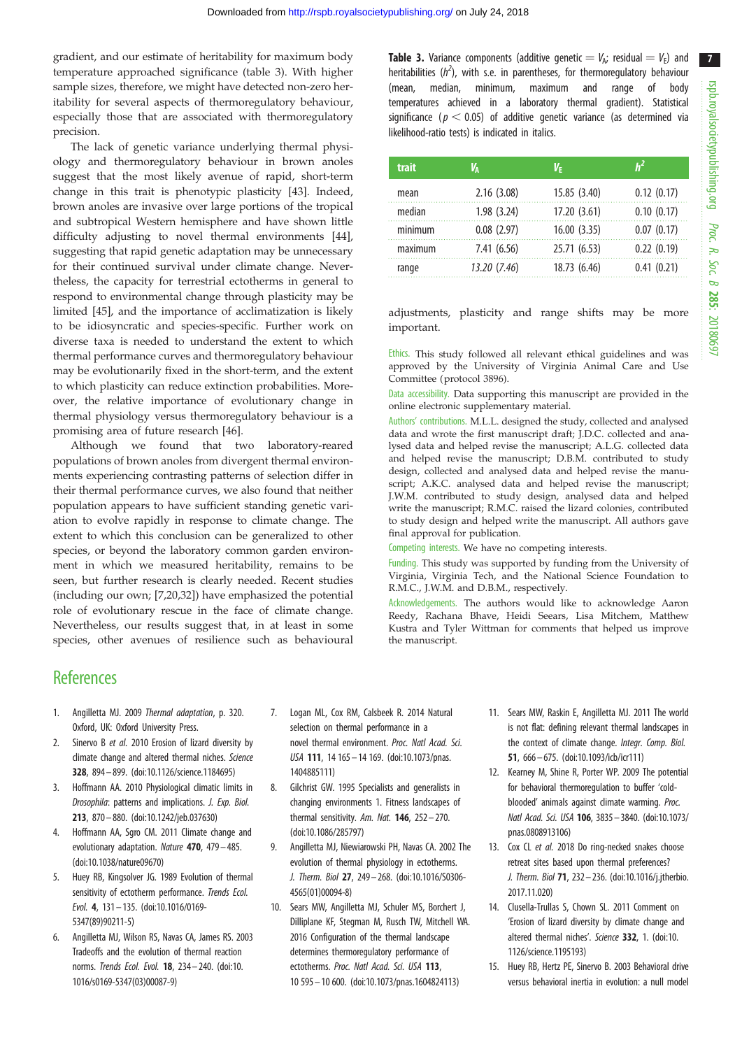gradient, and our estimate of heritability for maximum body temperature approached significance (table 3). With higher sample sizes, therefore, we might have detected non-zero heritability for several aspects of thermoregulatory behaviour, especially those that are associated with thermoregulatory precision.

The lack of genetic variance underlying thermal physiology and thermoregulatory behaviour in brown anoles suggest that the most likely avenue of rapid, short-term change in this trait is phenotypic plasticity [43]. Indeed, brown anoles are invasive over large portions of the tropical and subtropical Western hemisphere and have shown little difficulty adjusting to novel thermal environments [44], suggesting that rapid genetic adaptation may be unnecessary for their continued survival under climate change. Nevertheless, the capacity for terrestrial ectotherms in general to respond to environmental change through plasticity may be limited [45], and the importance of acclimatization is likely to be idiosyncratic and species-specific. Further work on diverse taxa is needed to understand the extent to which thermal performance curves and thermoregulatory behaviour may be evolutionarily fixed in the short-term, and the extent to which plasticity can reduce extinction probabilities. Moreover, the relative importance of evolutionary change in thermal physiology versus thermoregulatory behaviour is a promising area of future research [46].

Although we found that two laboratory-reared populations of brown anoles from divergent thermal environments experiencing contrasting patterns of selection differ in their thermal performance curves, we also found that neither population appears to have sufficient standing genetic variation to evolve rapidly in response to climate change. The extent to which this conclusion can be generalized to other species, or beyond the laboratory common garden environment in which we measured heritability, remains to be seen, but further research is clearly needed. Recent studies (including our own; [7,20,32]) have emphasized the potential role of evolutionary rescue in the face of climate change. Nevertheless, our results suggest that, in at least in some species, other avenues of resilience such as behavioural adjustments, plasticity and range shifts may be more important.

**Table 3.** Variance components (additive genetic = $V_A$; residual = $V_E$) and heritabilities ($h^2$), with s.e. in parentheses, for thermoregulatory behaviour (mean, median, minimum, maximum and range of body temperatures achieved in a laboratory thermal gradient). Statistical significance ($p < 0.05$) of additive genetic variance (as determined via likelihood-ratio tests) is indicated in italics.

| trait | $V_A$ | $V_E$ | $h^2$ |
|---|---|---|---|
| mean | 2.16 (3.08) | 15.85 (3.40) | 0.12 (0.17) |
| median | 1.98 (3.24) | 17.20 (3.61) | 0.10 (0.17) |
| minimum | 0.08 (2.97) | 16.00 (3.35) | 0.07 (0.17) |
| maximum | 7.41 (6.56) | 25.71 (6.53) | 0.22 (0.19) |
| range | *13.20 (7.46)* | 18.73 (6.46) | 0.41 (0.21) |

Ethics. This study followed all relevant ethical guidelines and was approved by the University of Virginia Animal Care and Use Committee (protocol 3896).

Data accessibility. Data supporting this manuscript are provided in the online electronic supplementary material.

Authors' contributions. M.L.L. designed the study, collected and analysed data and wrote the first manuscript draft; J.D.C. collected and analysed data and helped revise the manuscript; A.L.G. collected data and helped revise the manuscript; D.B.M. contributed to study design, collected and analysed data and helped revise the manuscript; A.K.C. analysed data and helped revise the manuscript; J.W.M. contributed to study design, analysed data and helped write the manuscript; R.M.C. raised the lizard colonies, contributed to study design and helped write the manuscript. All authors gave final approval for publication.

Competing interests. We have no competing interests.

Funding. This study was supported by funding from the University of Virginia, Virginia Tech, and the National Science Foundation to R.M.C., J.W.M. and D.B.M., respectively.

Acknowledgements. The authors would like to acknowledge Aaron Reedy, Rachana Bhave, Heidi Seears, Lisa Mitchem, Matthew Kustra and Tyler Wittman for comments that helped us improve the manuscript.

## References

1. Angilletta MJ. 2009 *Thermal adaptation*, p. 320. Oxford, UK: Oxford University Press.
2. Sinervo B *et al.* 2010 Erosion of lizard diversity by climate change and altered thermal niches. *Science* **328**, 894–899. (doi:10.1126/science.1184695)
3. Hoffmann AA. 2010 Physiological climatic limits in *Drosophila*: patterns and implications. *J. Exp. Biol.* **213**, 870–880. (doi:10.1242/jeb.037630)
4. Hoffmann AA, Sgro CM. 2011 Climate change and evolutionary adaptation. *Nature* **470**, 479–485. (doi:10.1038/nature09670)
5. Huey RB, Kingsolver JG. 1989 Evolution of thermal sensitivity of ectotherm performance. *Trends Ecol. Evol.* **4**, 131–135. (doi:10.1016/0169-5347(89)90211-5)
6. Angilletta MJ, Wilson RS, Navas CA, James RS. 2003 Tradeoffs and the evolution of thermal reaction norms. *Trends Ecol. Evol.* **18**, 234–240. (doi:10.1016/s0169-5347(03)00087-9)
7. Logan ML, Cox RM, Calsbeek R. 2014 Natural selection on thermal performance in a novel thermal environment. *Proc. Natl Acad. Sci. USA* **111**, 14 165–14 169. (doi:10.1073/pnas.1404885111)
8. Gilchrist GW. 1995 Specialists and generalists in changing environments 1. Fitness landscapes of thermal sensitivity. *Am. Nat.* **146**, 252–270. (doi:10.1086/285797)
9. Angilletta MJ, Niewiarowski PH, Navas CA. 2002 The evolution of thermal physiology in ectotherms. *J. Therm. Biol* **27**, 249–268. (doi:10.1016/S0306-4565(01)00094-8)
10. Sears MW, Angilletta MJ, Schuler MS, Borchert J, Dilliplane KF, Stegman M, Rusch TW, Mitchell WA. 2016 Configuration of the thermal landscape determines thermoregulatory performance of ectotherms. *Proc. Natl Acad. Sci. USA* **113**, 10 595–10 600. (doi:10.1073/pnas.1604824113)
11. Sears MW, Raskin E, Angilletta MJ. 2011 The world is not flat: defining relevant thermal landscapes in the context of climate change. *Integr. Comp. Biol.* **51**, 666–675. (doi:10.1093/icb/icr111)
12. Kearney M, Shine R, Porter WP. 2009 The potential for behavioral thermoregulation to buffer 'cold-blooded' animals against climate warming. *Proc. Natl Acad. Sci. USA* **106**, 3835–3840. (doi:10.1073/pnas.0808913106)
13. Cox CL *et al.* 2018 Do ring-necked snakes choose retreat sites based upon thermal preferences? *J. Therm. Biol* **71**, 232–236. (doi:10.1016/j.jtherbio.2017.11.020)
14. Clusella-Trullas S, Chown SL. 2011 Comment on 'Erosion of lizard diversity by climate change and altered thermal niches'. *Science* **332**, 1. (doi:10.1126/science.1195193)
15. Huey RB, Hertz PE, Sinervo B. 2003 Behavioral drive versus behavioral inertia in evolution: a null model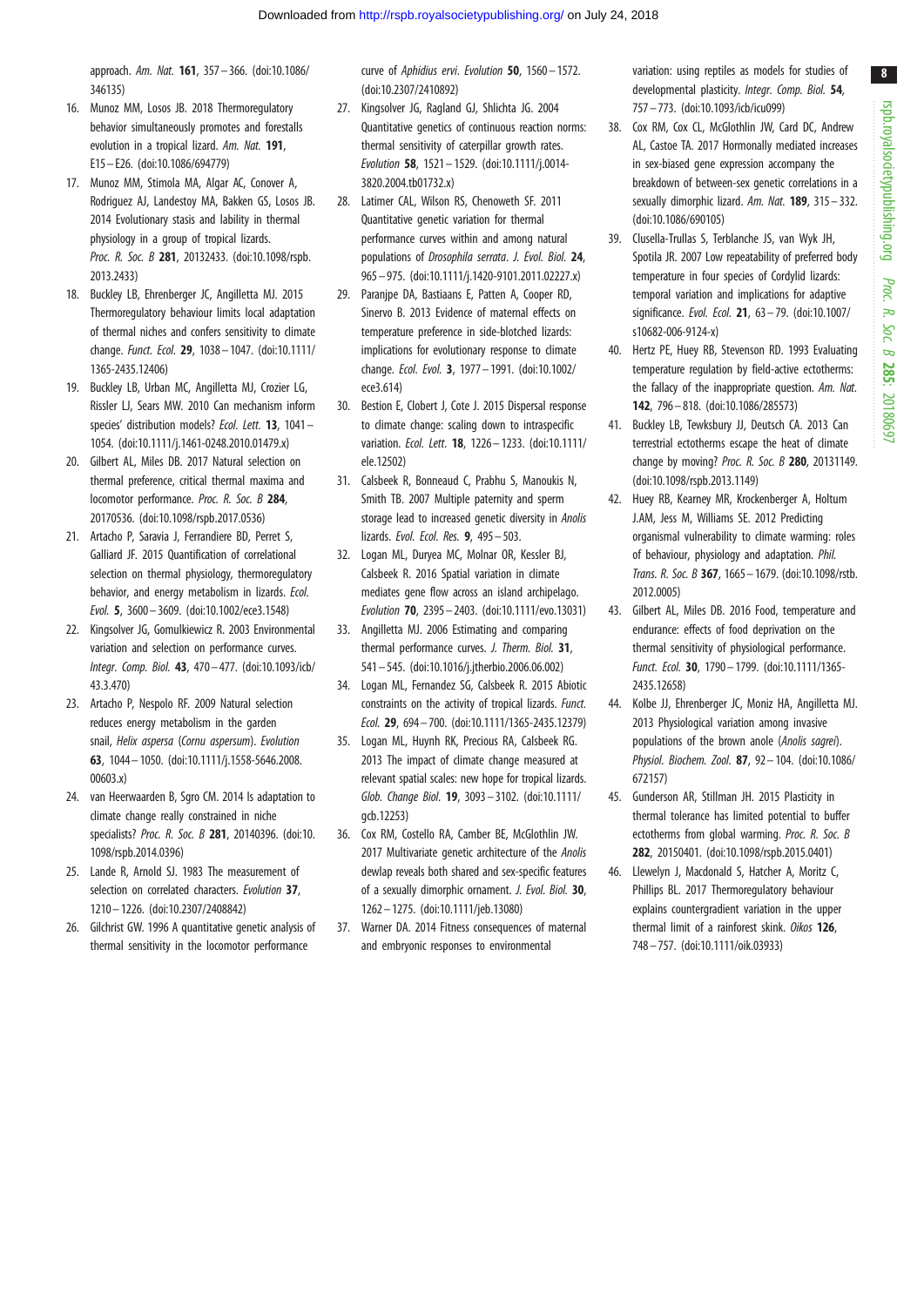approach. *Am. Nat.* **161**, 357–366. (doi:10.1086/346135)

16. Munoz MM, Losos JB. 2018 Thermoregulatory behavior simultaneously promotes and forestalls evolution in a tropical lizard. *Am. Nat.* **191**, E15–E26. (doi:10.1086/694779)
17. Munoz MM, Stimola MA, Algar AC, Conover A, Rodriguez AJ, Landestoy MA, Bakken GS, Losos JB. 2014 Evolutionary stasis and lability in thermal physiology in a group of tropical lizards. *Proc. R. Soc. B* **281**, 20132433. (doi:10.1098/rspb.2013.2433)
18. Buckley LB, Ehrenberger JC, Angilletta MJ. 2015 Thermoregulatory behaviour limits local adaptation of thermal niches and confers sensitivity to climate change. *Funct. Ecol.* **29**, 1038–1047. (doi:10.1111/1365-2435.12406)
19. Buckley LB, Urban MC, Angilletta MJ, Crozier LG, Rissler LJ, Sears MW. 2010 Can mechanism inform species' distribution models? *Ecol. Lett.* **13**, 1041–1054. (doi:10.1111/j.1461-0248.2010.01479.x)
20. Gilbert AL, Miles DB. 2017 Natural selection on thermal preference, critical thermal maxima and locomotor performance. *Proc. R. Soc. B* **284**, 20170536. (doi:10.1098/rspb.2017.0536)
21. Artacho P, Saravia J, Ferrandiere BD, Perret S, Galliard JF. 2015 Quantification of correlational selection on thermal physiology, thermoregulatory behavior, and energy metabolism in lizards. *Ecol. Evol.* **5**, 3600–3609. (doi:10.1002/ece3.1548)
22. Kingsolver JG, Gomulkiewicz R. 2003 Environmental variation and selection on performance curves. *Integr. Comp. Biol.* **43**, 470–477. (doi:10.1093/icb/43.3.470)
23. Artacho P, Nespolo RF. 2009 Natural selection reduces energy metabolism in the garden snail, *Helix aspersa* (*Cornu aspersum*). *Evolution* **63**, 1044–1050. (doi:10.1111/j.1558-5646.2008.00603.x)
24. van Heerwaarden B, Sgro CM. 2014 Is adaptation to climate change really constrained in niche specialists? *Proc. R. Soc. B* **281**, 20140396. (doi:10.1098/rspb.2014.0396)
25. Lande R, Arnold SJ. 1983 The measurement of selection on correlated characters. *Evolution* **37**, 1210–1226. (doi:10.2307/2408842)
26. Gilchrist GW. 1996 A quantitative genetic analysis of thermal sensitivity in the locomotor performance curve of *Aphidius ervi*. *Evolution* **50**, 1560–1572. (doi:10.2307/2410892)
27. Kingsolver JG, Ragland GJ, Shlichta JG. 2004 Quantitative genetics of continuous reaction norms: thermal sensitivity of caterpillar growth rates. *Evolution* **58**, 1521–1529. (doi:10.1111/j.0014-3820.2004.tb01732.x)
28. Latimer CAL, Wilson RS, Chenoweth SF. 2011 Quantitative genetic variation for thermal performance curves within and among natural populations of *Drosophila serrata*. *J. Evol. Biol.* **24**, 965–975. (doi:10.1111/j.1420-9101.2011.02227.x)
29. Paranjpe DA, Bastiaans E, Patten A, Cooper RD, Sinervo B. 2013 Evidence of maternal effects on temperature preference in side-blotched lizards: implications for evolutionary response to climate change. *Ecol. Evol.* **3**, 1977–1991. (doi:10.1002/ece3.614)
30. Bestion E, Clobert J, Cote J. 2015 Dispersal response to climate change: scaling down to intraspecific variation. *Ecol. Lett.* **18**, 1226–1233. (doi:10.1111/ele.12502)
31. Calsbeek R, Bonneaud C, Prabhu S, Manoukis N, Smith TB. 2007 Multiple paternity and sperm storage lead to increased genetic diversity in *Anolis* lizards. *Evol. Ecol. Res.* **9**, 495–503.
32. Logan ML, Duryea MC, Molnar OR, Kessler BJ, Calsbeek R. 2016 Spatial variation in climate mediates gene flow across an island archipelago. *Evolution* **70**, 2395–2403. (doi:10.1111/evo.13031)
33. Angilletta MJ. 2006 Estimating and comparing thermal performance curves. *J. Therm. Biol.* **31**, 541–545. (doi:10.1016/j.jtherbio.2006.06.002)
34. Logan ML, Fernandez SG, Calsbeek R. 2015 Abiotic constraints on the activity of tropical lizards. *Funct. Ecol.* **29**, 694–700. (doi:10.1111/1365-2435.12379)
35. Logan ML, Huynh RK, Precious RA, Calsbeek RG. 2013 The impact of climate change measured at relevant spatial scales: new hope for tropical lizards. *Glob. Change Biol.* **19**, 3093–3102. (doi:10.1111/gcb.12253)
36. Cox RM, Costello RA, Camber BE, McGlothlin JW. 2017 Multivariate genetic architecture of the *Anolis* dewlap reveals both shared and sex-specific features of a sexually dimorphic ornament. *J. Evol. Biol.* **30**, 1262–1275. (doi:10.1111/jeb.13080)
37. Warner DA. 2014 Fitness consequences of maternal and embryonic responses to environmental variation: using reptiles as models for studies of developmental plasticity. *Integr. Comp. Biol.* **54**, 757–773. (doi:10.1093/icb/icu099)
38. Cox RM, Cox CL, McGlothlin JW, Card DC, Andrew AL, Castoe TA. 2017 Hormonally mediated increases in sex-biased gene expression accompany the breakdown of between-sex genetic correlations in a sexually dimorphic lizard. *Am. Nat.* **189**, 315–332. (doi:10.1086/690105)
39. Clusella-Trullas S, Terblanche JS, van Wyk JH, Spotila JR. 2007 Low repeatability of preferred body temperature in four species of Cordylid lizards: temporal variation and implications for adaptive significance. *Evol. Ecol.* **21**, 63–79. (doi:10.1007/s10682-006-9124-x)
40. Hertz PE, Huey RB, Stevenson RD. 1993 Evaluating temperature regulation by field-active ectotherms: the fallacy of the inappropriate question. *Am. Nat.* **142**, 796–818. (doi:10.1086/285573)
41. Buckley LB, Tewksbury JJ, Deutsch CA. 2013 Can terrestrial ectotherms escape the heat of climate change by moving? *Proc. R. Soc. B* **280**, 20131149. (doi:10.1098/rspb.2013.1149)
42. Huey RB, Kearney MR, Krockenberger A, Holtum J.AM, Jess M, Williams SE. 2012 Predicting organismal vulnerability to climate warming: roles of behaviour, physiology and adaptation. *Phil. Trans. R. Soc. B* **367**, 1665–1679. (doi:10.1098/rstb.2012.0005)
43. Gilbert AL, Miles DB. 2016 Food, temperature and endurance: effects of food deprivation on the thermal sensitivity of physiological performance. *Funct. Ecol.* **30**, 1790–1799. (doi:10.1111/1365-2435.12658)
44. Kolbe JJ, Ehrenberger JC, Moniz HA, Angilletta MJ. 2013 Physiological variation among invasive populations of the brown anole (*Anolis sagrei*). *Physiol. Biochem. Zool.* **87**, 92–104. (doi:10.1086/672157)
45. Gunderson AR, Stillman JH. 2015 Plasticity in thermal tolerance has limited potential to buffer ectotherms from global warming. *Proc. R. Soc. B* **282**, 20150401. (doi:10.1098/rspb.2015.0401)
46. Llewelyn J, Macdonald S, Hatcher A, Moritz C, Phillips BL. 2017 Thermoregulatory behaviour explains countergradient variation in the upper thermal limit of a rainforest skink. *Oikos* **126**, 748–757. (doi:10.1111/oik.03933)